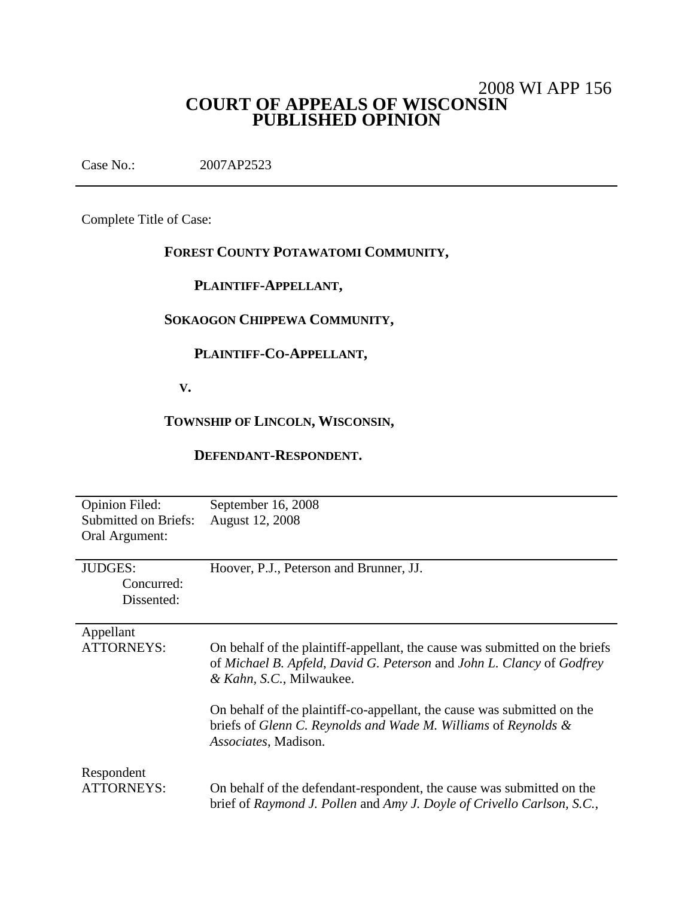2008 WI APP 156

# COURT OF APPEALS OF WISCONSIN
# PUBLISHED OPINION

Case No.: 2007AP2523

---

Complete Title of Case:

**FOREST COUNTY POTAWATOMI COMMUNITY,**

**PLAINTIFF-APPELLANT,**

**SOKAOGON CHIPPEWA COMMUNITY,**

**PLAINTIFF-CO-APPELLANT,**

**V.**

**TOWNSHIP OF LINCOLN, WISCONSIN,**

**DEFENDANT-RESPONDENT.**

---

| | |
|---|---|
| Opinion Filed: | September 16, 2008 |
| Submitted on Briefs: | August 12, 2008 |
| Oral Argument: | |

---

| | |
|---|---|
| JUDGES: | Hoover, P.J., Peterson and Brunner, JJ. |
| Concurred: | |
| Dissented: | |

---

| | |
|---|---|
| Appellant ATTORNEYS: | On behalf of the plaintiff-appellant, the cause was submitted on the briefs of *Michael B. Apfeld, David G. Peterson* and *John L. Clancy* of *Godfrey & Kahn, S.C.*, Milwaukee. |
| | On behalf of the plaintiff-co-appellant, the cause was submitted on the briefs of *Glenn C. Reynolds and Wade M. Williams* of *Reynolds & Associates*, Madison. |
| Respondent ATTORNEYS: | On behalf of the defendant-respondent, the cause was submitted on the brief of *Raymond J. Pollen* and *Amy J. Doyle of Crivello Carlson, S.C.*, |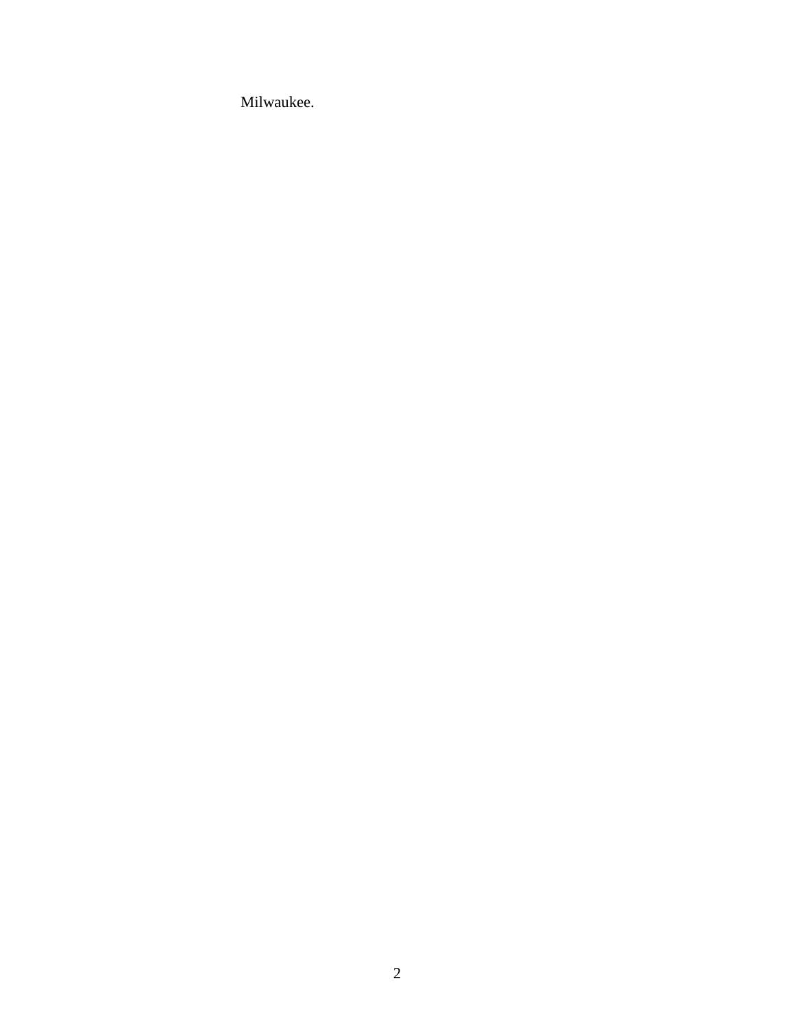Milwaukee.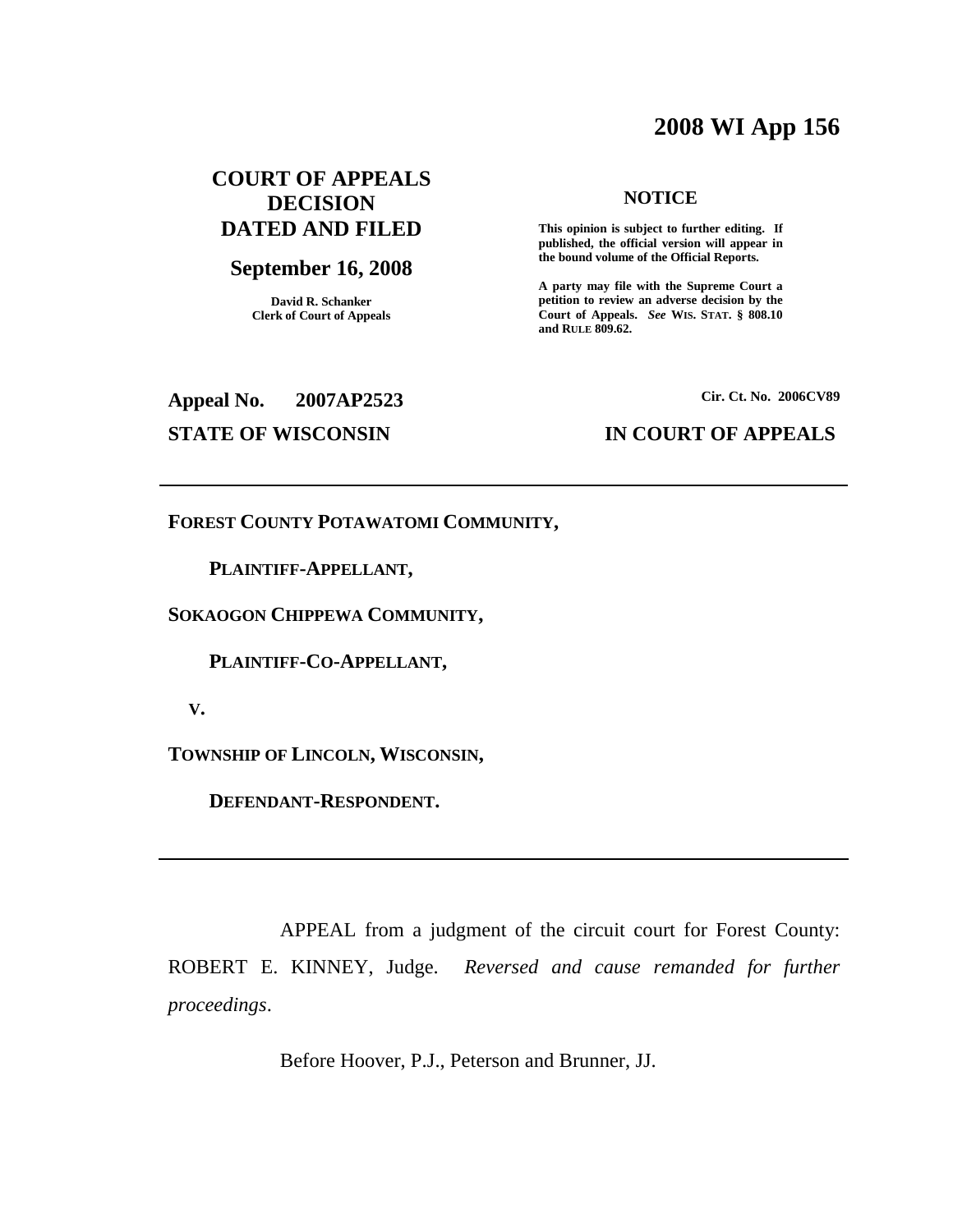# 2008 WI App 156

**COURT OF APPEALS DECISION DATED AND FILED**

**September 16, 2008**

**David R. Schanker**
**Clerk of Court of Appeals**

**NOTICE**

**This opinion is subject to further editing. If published, the official version will appear in the bound volume of the Official Reports.**

**A party may file with the Supreme Court a petition to review an adverse decision by the Court of Appeals.** ***See*** **WIS. STAT. § 808.10 and RULE 809.62.**

**Appeal No. 2007AP2523** **Cir. Ct. No. 2006CV89**

**STATE OF WISCONSIN** **IN COURT OF APPEALS**

---

**FOREST COUNTY POTAWATOMI COMMUNITY,**

**PLAINTIFF-APPELLANT,**

**SOKAOGON CHIPPEWA COMMUNITY,**

**PLAINTIFF-CO-APPELLANT,**

**V.**

**TOWNSHIP OF LINCOLN, WISCONSIN,**

**DEFENDANT-RESPONDENT.**

---

APPEAL from a judgment of the circuit court for Forest County: ROBERT E. KINNEY, Judge. *Reversed and cause remanded for further proceedings*.

Before Hoover, P.J., Peterson and Brunner, JJ.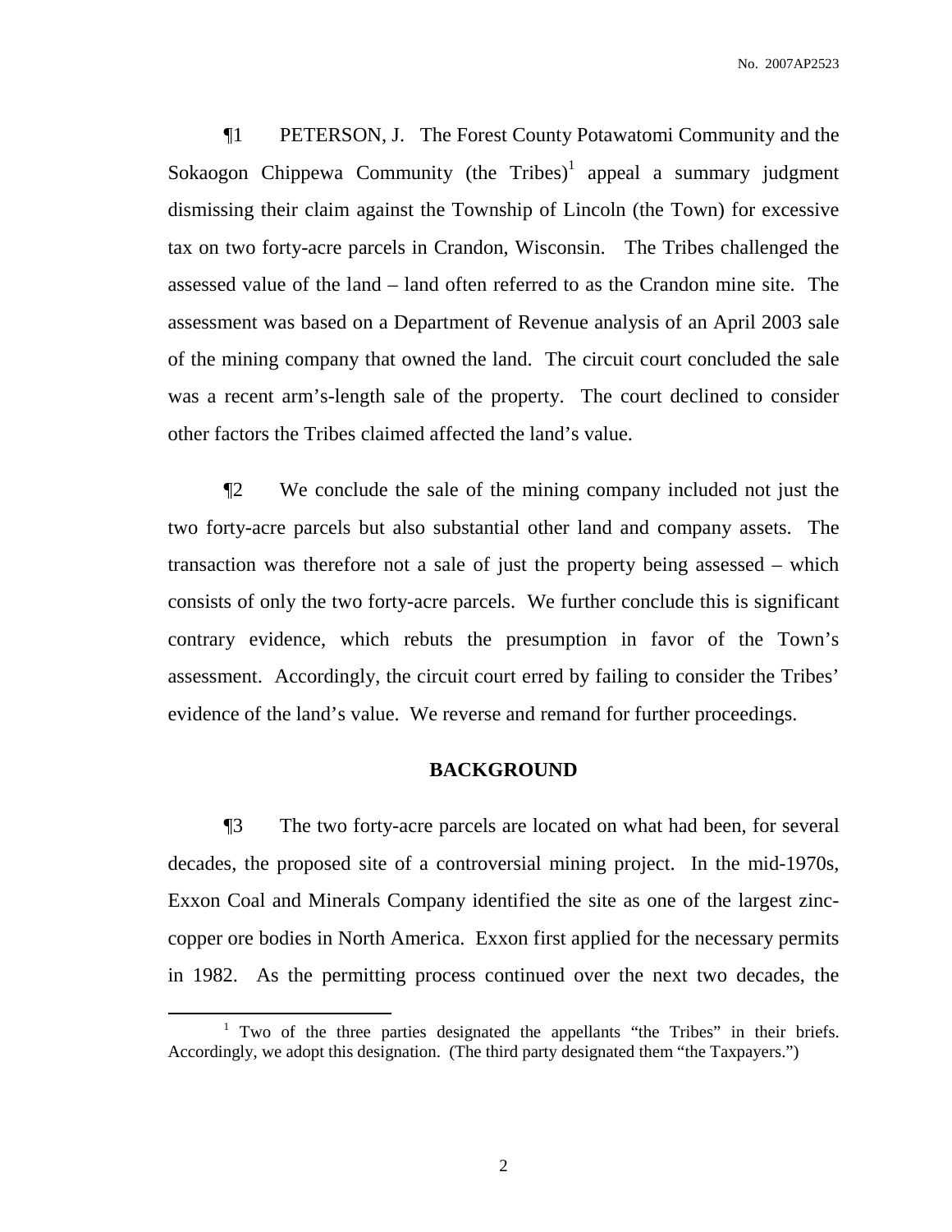¶1 PETERSON, J. The Forest County Potawatomi Community and the Sokaogon Chippewa Community (the Tribes)[1] appeal a summary judgment dismissing their claim against the Township of Lincoln (the Town) for excessive tax on two forty-acre parcels in Crandon, Wisconsin. The Tribes challenged the assessed value of the land – land often referred to as the Crandon mine site. The assessment was based on a Department of Revenue analysis of an April 2003 sale of the mining company that owned the land. The circuit court concluded the sale was a recent arm's-length sale of the property. The court declined to consider other factors the Tribes claimed affected the land's value.

¶2 We conclude the sale of the mining company included not just the two forty-acre parcels but also substantial other land and company assets. The transaction was therefore not a sale of just the property being assessed – which consists of only the two forty-acre parcels. We further conclude this is significant contrary evidence, which rebuts the presumption in favor of the Town's assessment. Accordingly, the circuit court erred by failing to consider the Tribes' evidence of the land's value. We reverse and remand for further proceedings.

## BACKGROUND

¶3 The two forty-acre parcels are located on what had been, for several decades, the proposed site of a controversial mining project. In the mid-1970s, Exxon Coal and Minerals Company identified the site as one of the largest zinc-copper ore bodies in North America. Exxon first applied for the necessary permits in 1982. As the permitting process continued over the next two decades, the

[1] Two of the three parties designated the appellants "the Tribes" in their briefs. Accordingly, we adopt this designation. (The third party designated them "the Taxpayers.")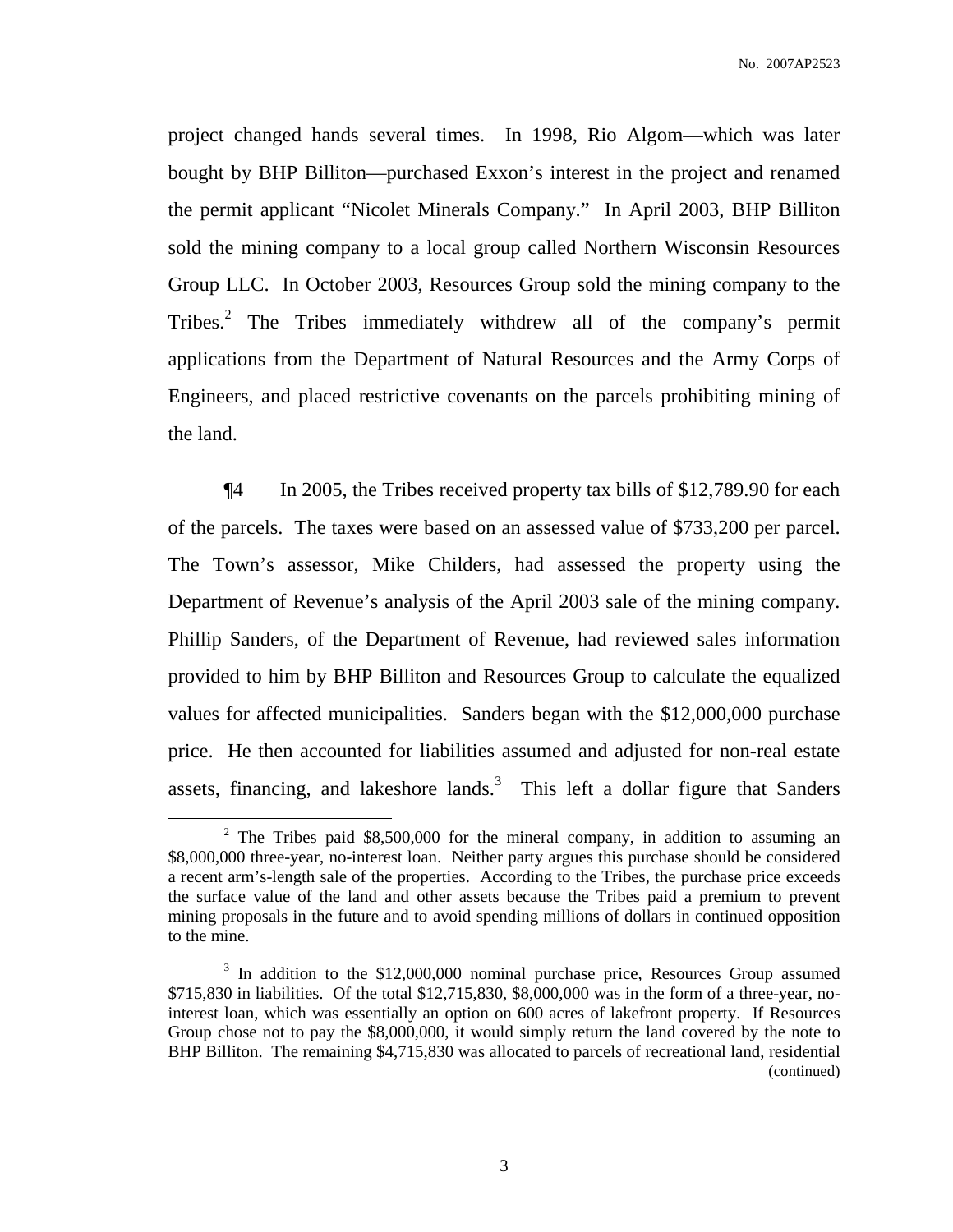project changed hands several times. In 1998, Rio Algom—which was later bought by BHP Billiton—purchased Exxon's interest in the project and renamed the permit applicant "Nicolet Minerals Company." In April 2003, BHP Billiton sold the mining company to a local group called Northern Wisconsin Resources Group LLC. In October 2003, Resources Group sold the mining company to the Tribes.[2] The Tribes immediately withdrew all of the company's permit applications from the Department of Natural Resources and the Army Corps of Engineers, and placed restrictive covenants on the parcels prohibiting mining of the land.

¶4 In 2005, the Tribes received property tax bills of $12,789.90 for each of the parcels. The taxes were based on an assessed value of $733,200 per parcel. The Town's assessor, Mike Childers, had assessed the property using the Department of Revenue's analysis of the April 2003 sale of the mining company. Phillip Sanders, of the Department of Revenue, had reviewed sales information provided to him by BHP Billiton and Resources Group to calculate the equalized values for affected municipalities. Sanders began with the $12,000,000 purchase price. He then accounted for liabilities assumed and adjusted for non-real estate assets, financing, and lakeshore lands.[3] This left a dollar figure that Sanders

---

[2] The Tribes paid $8,500,000 for the mineral company, in addition to assuming an $8,000,000 three-year, no-interest loan. Neither party argues this purchase should be considered a recent arm's-length sale of the properties. According to the Tribes, the purchase price exceeds the surface value of the land and other assets because the Tribes paid a premium to prevent mining proposals in the future and to avoid spending millions of dollars in continued opposition to the mine.

[3] In addition to the $12,000,000 nominal purchase price, Resources Group assumed $715,830 in liabilities. Of the total $12,715,830, $8,000,000 was in the form of a three-year, no-interest loan, which was essentially an option on 600 acres of lakefront property. If Resources Group chose not to pay the $8,000,000, it would simply return the land covered by the note to BHP Billiton. The remaining $4,715,830 was allocated to parcels of recreational land, residential (continued)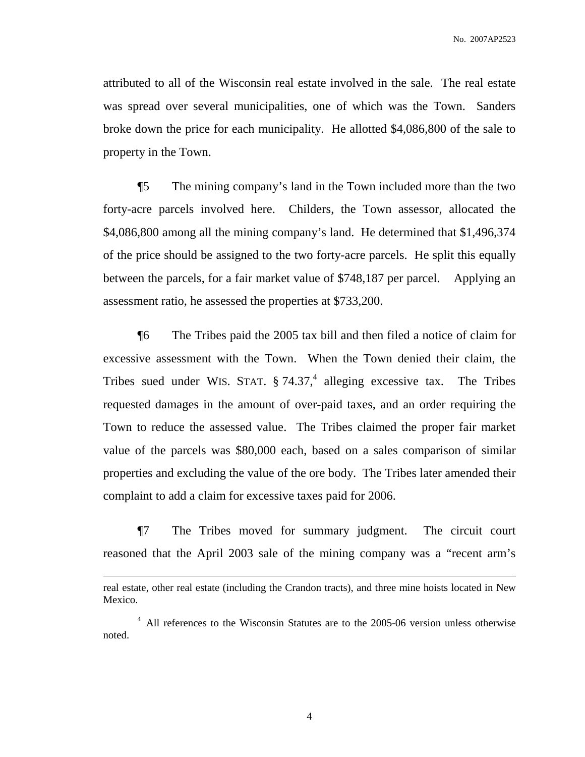attributed to all of the Wisconsin real estate involved in the sale. The real estate was spread over several municipalities, one of which was the Town. Sanders broke down the price for each municipality. He allotted $4,086,800 of the sale to property in the Town.

¶5 The mining company's land in the Town included more than the two forty-acre parcels involved here. Childers, the Town assessor, allocated the $4,086,800 among all the mining company's land. He determined that $1,496,374 of the price should be assigned to the two forty-acre parcels. He split this equally between the parcels, for a fair market value of $748,187 per parcel. Applying an assessment ratio, he assessed the properties at $733,200.

¶6 The Tribes paid the 2005 tax bill and then filed a notice of claim for excessive assessment with the Town. When the Town denied their claim, the Tribes sued under WIS. STAT. § 74.37,[4] alleging excessive tax. The Tribes requested damages in the amount of over-paid taxes, and an order requiring the Town to reduce the assessed value. The Tribes claimed the proper fair market value of the parcels was $80,000 each, based on a sales comparison of similar properties and excluding the value of the ore body. The Tribes later amended their complaint to add a claim for excessive taxes paid for 2006.

¶7 The Tribes moved for summary judgment. The circuit court reasoned that the April 2003 sale of the mining company was a "recent arm's

---

real estate, other real estate (including the Crandon tracts), and three mine hoists located in New Mexico.

[4] All references to the Wisconsin Statutes are to the 2005-06 version unless otherwise noted.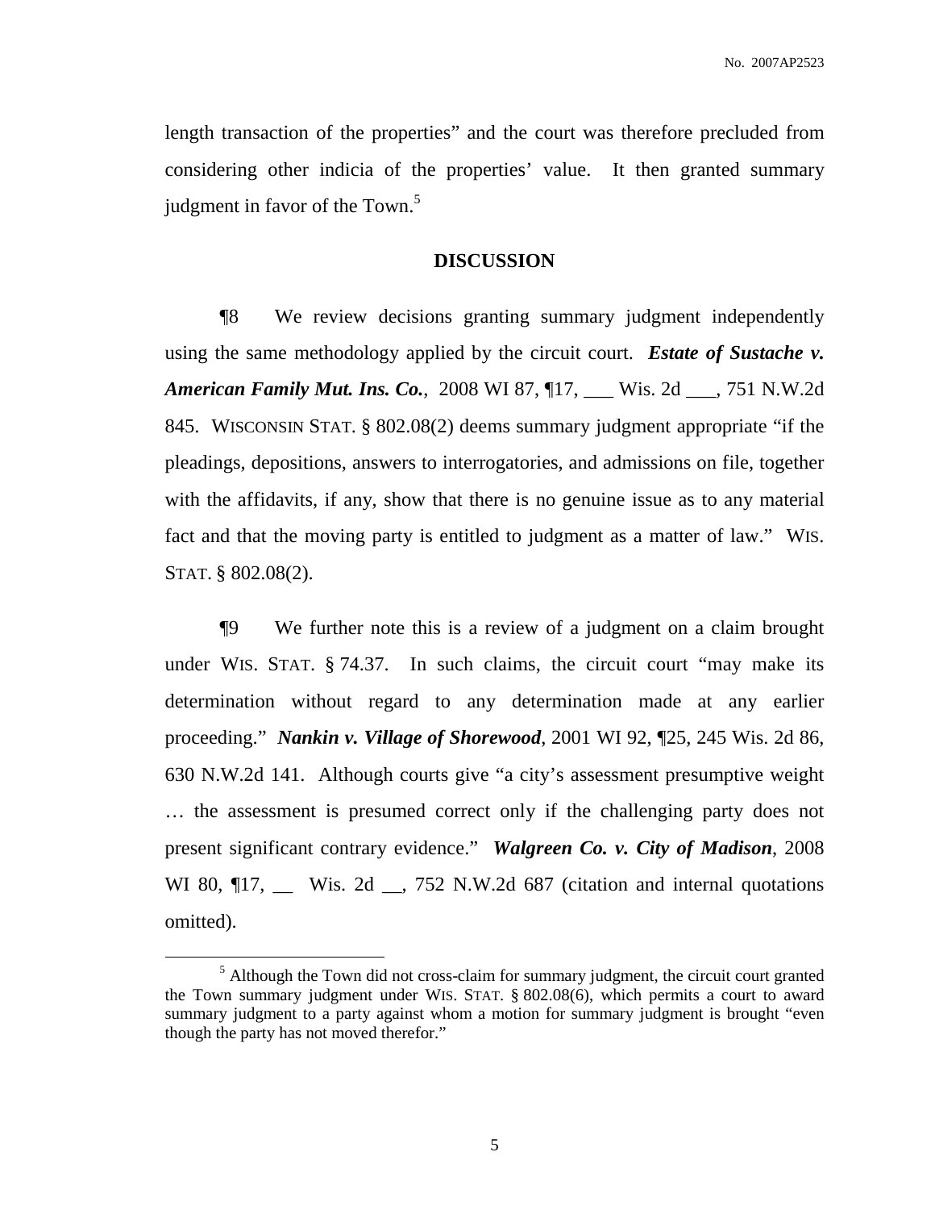length transaction of the properties" and the court was therefore precluded from considering other indicia of the properties' value. It then granted summary judgment in favor of the Town.[5]

## DISCUSSION

¶8 We review decisions granting summary judgment independently using the same methodology applied by the circuit court. ***Estate of Sustache v. American Family Mut. Ins. Co.***, 2008 WI 87, ¶17, ___ Wis. 2d ___, 751 N.W.2d 845. WISCONSIN STAT. § 802.08(2) deems summary judgment appropriate "if the pleadings, depositions, answers to interrogatories, and admissions on file, together with the affidavits, if any, show that there is no genuine issue as to any material fact and that the moving party is entitled to judgment as a matter of law." WIS. STAT. § 802.08(2).

¶9 We further note this is a review of a judgment on a claim brought under WIS. STAT. § 74.37. In such claims, the circuit court "may make its determination without regard to any determination made at any earlier proceeding." ***Nankin v. Village of Shorewood***, 2001 WI 92, ¶25, 245 Wis. 2d 86, 630 N.W.2d 141. Although courts give "a city's assessment presumptive weight … the assessment is presumed correct only if the challenging party does not present significant contrary evidence." ***Walgreen Co. v. City of Madison***, 2008 WI 80, ¶17, __ Wis. 2d __, 752 N.W.2d 687 (citation and internal quotations omitted).

---

[5] Although the Town did not cross-claim for summary judgment, the circuit court granted the Town summary judgment under WIS. STAT. § 802.08(6), which permits a court to award summary judgment to a party against whom a motion for summary judgment is brought "even though the party has not moved therefor."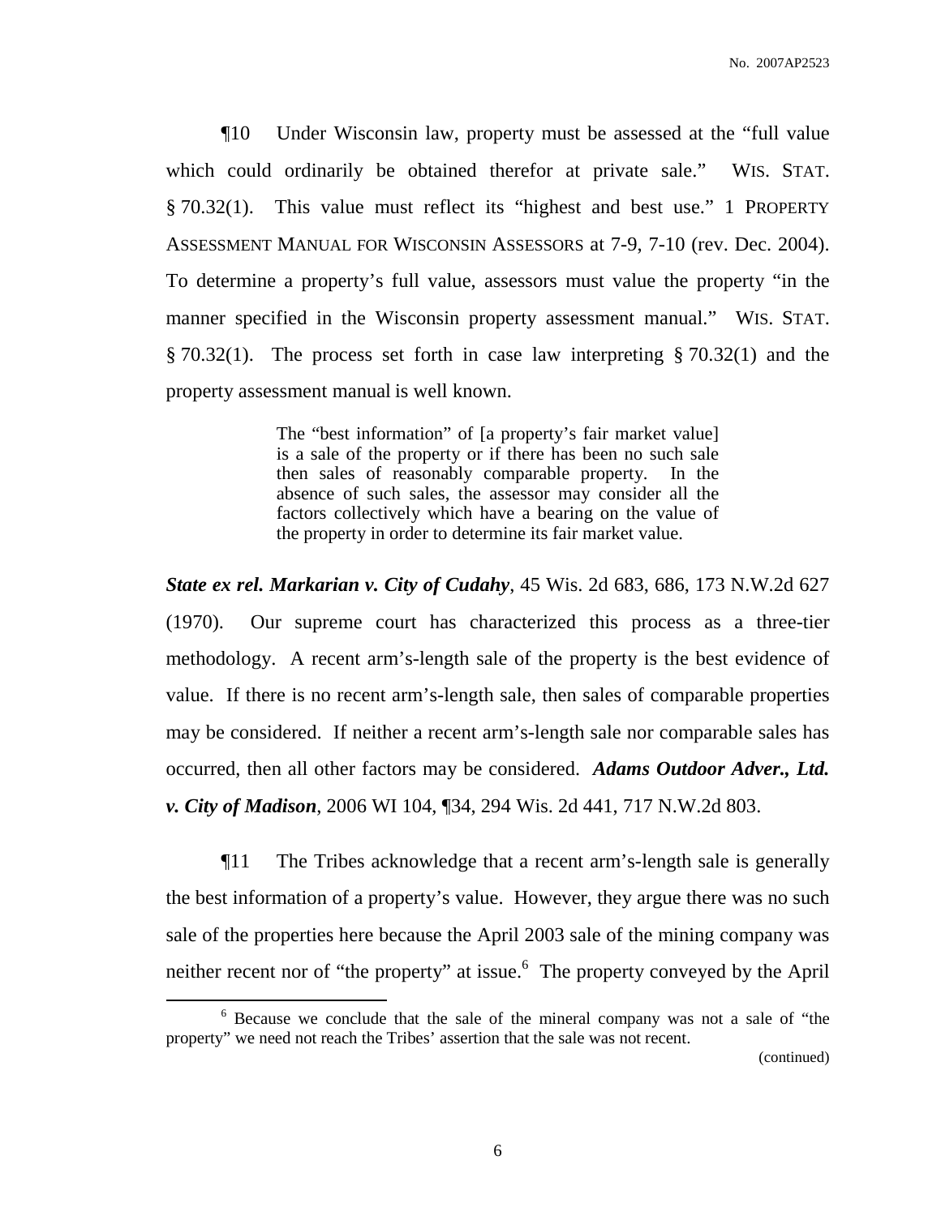¶10 Under Wisconsin law, property must be assessed at the "full value which could ordinarily be obtained therefor at private sale." WIS. STAT. § 70.32(1). This value must reflect its "highest and best use." 1 PROPERTY ASSESSMENT MANUAL FOR WISCONSIN ASSESSORS at 7-9, 7-10 (rev. Dec. 2004). To determine a property's full value, assessors must value the property "in the manner specified in the Wisconsin property assessment manual." WIS. STAT. § 70.32(1). The process set forth in case law interpreting § 70.32(1) and the property assessment manual is well known.

> The "best information" of [a property's fair market value] is a sale of the property or if there has been no such sale then sales of reasonably comparable property. In the absence of such sales, the assessor may consider all the factors collectively which have a bearing on the value of the property in order to determine its fair market value.

***State ex rel. Markarian v. City of Cudahy***, 45 Wis. 2d 683, 686, 173 N.W.2d 627 (1970). Our supreme court has characterized this process as a three-tier methodology. A recent arm's-length sale of the property is the best evidence of value. If there is no recent arm's-length sale, then sales of comparable properties may be considered. If neither a recent arm's-length sale nor comparable sales has occurred, then all other factors may be considered. ***Adams Outdoor Adver., Ltd. v. City of Madison***, 2006 WI 104, ¶34, 294 Wis. 2d 441, 717 N.W.2d 803.

¶11 The Tribes acknowledge that a recent arm's-length sale is generally the best information of a property's value. However, they argue there was no such sale of the properties here because the April 2003 sale of the mining company was neither recent nor of "the property" at issue.[6] The property conveyed by the April

[6] Because we conclude that the sale of the mineral company was not a sale of "the property" we need not reach the Tribes' assertion that the sale was not recent.

(continued)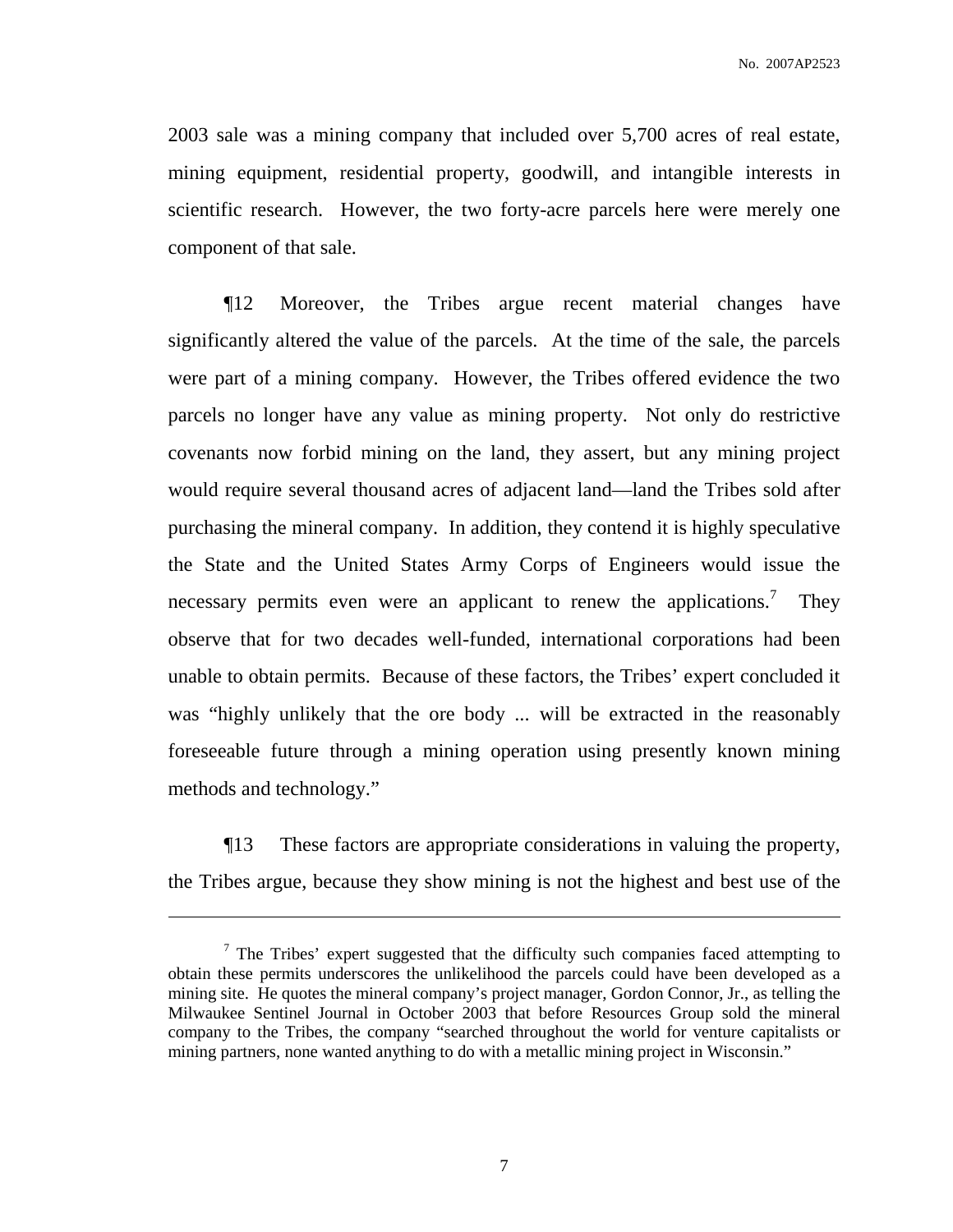2003 sale was a mining company that included over 5,700 acres of real estate, mining equipment, residential property, goodwill, and intangible interests in scientific research. However, the two forty-acre parcels here were merely one component of that sale.

¶12 Moreover, the Tribes argue recent material changes have significantly altered the value of the parcels. At the time of the sale, the parcels were part of a mining company. However, the Tribes offered evidence the two parcels no longer have any value as mining property. Not only do restrictive covenants now forbid mining on the land, they assert, but any mining project would require several thousand acres of adjacent land—land the Tribes sold after purchasing the mineral company. In addition, they contend it is highly speculative the State and the United States Army Corps of Engineers would issue the necessary permits even were an applicant to renew the applications.[7] They observe that for two decades well-funded, international corporations had been unable to obtain permits. Because of these factors, the Tribes' expert concluded it was "highly unlikely that the ore body ... will be extracted in the reasonably foreseeable future through a mining operation using presently known mining methods and technology."

¶13 These factors are appropriate considerations in valuing the property, the Tribes argue, because they show mining is not the highest and best use of the

---

[7] The Tribes' expert suggested that the difficulty such companies faced attempting to obtain these permits underscores the unlikelihood the parcels could have been developed as a mining site. He quotes the mineral company's project manager, Gordon Connor, Jr., as telling the Milwaukee Sentinel Journal in October 2003 that before Resources Group sold the mineral company to the Tribes, the company "searched throughout the world for venture capitalists or mining partners, none wanted anything to do with a metallic mining project in Wisconsin."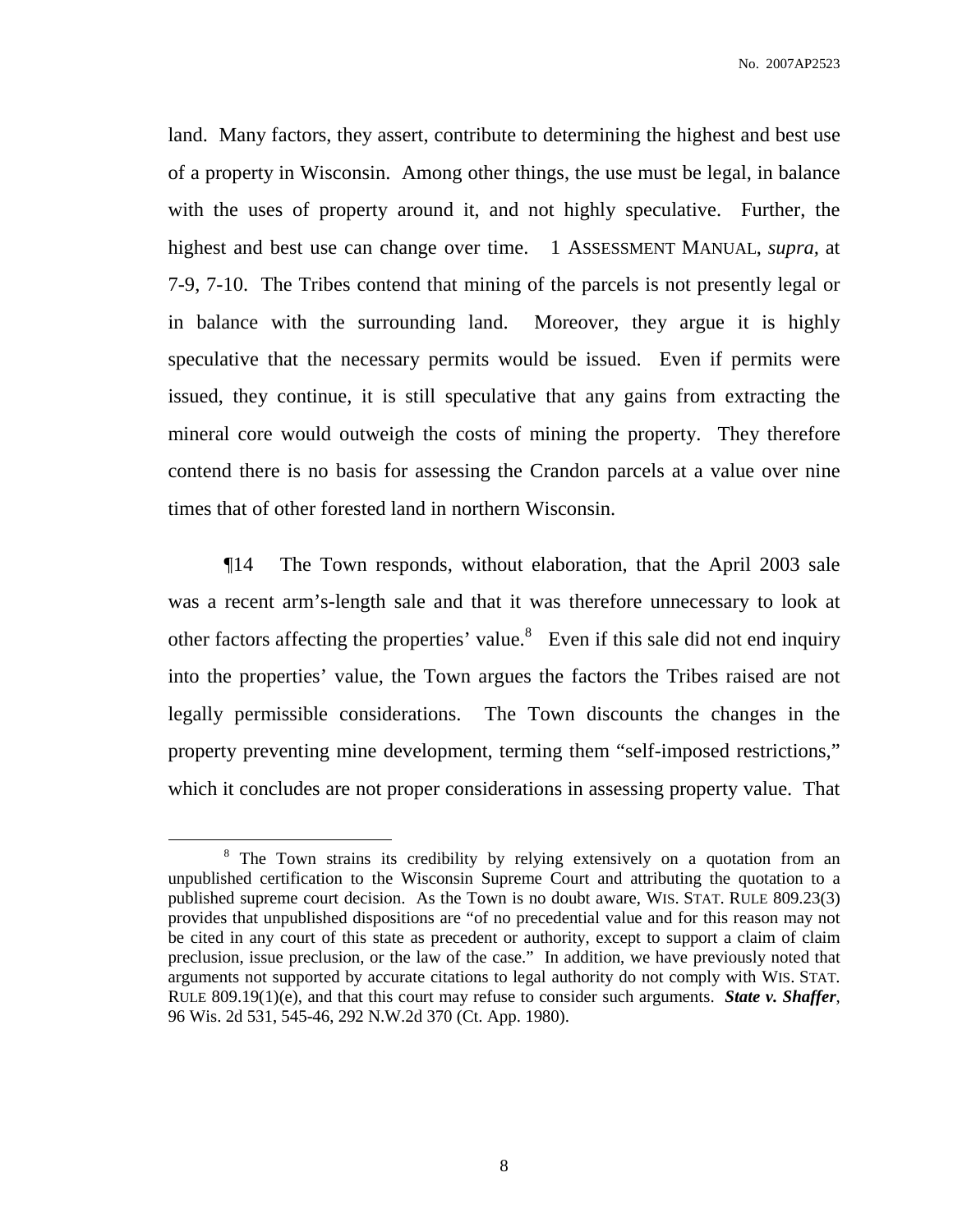land. Many factors, they assert, contribute to determining the highest and best use of a property in Wisconsin. Among other things, the use must be legal, in balance with the uses of property around it, and not highly speculative. Further, the highest and best use can change over time. 1 ASSESSMENT MANUAL, *supra*, at 7-9, 7-10. The Tribes contend that mining of the parcels is not presently legal or in balance with the surrounding land. Moreover, they argue it is highly speculative that the necessary permits would be issued. Even if permits were issued, they continue, it is still speculative that any gains from extracting the mineral core would outweigh the costs of mining the property. They therefore contend there is no basis for assessing the Crandon parcels at a value over nine times that of other forested land in northern Wisconsin.

¶14 The Town responds, without elaboration, that the April 2003 sale was a recent arm's-length sale and that it was therefore unnecessary to look at other factors affecting the properties' value.[8] Even if this sale did not end inquiry into the properties' value, the Town argues the factors the Tribes raised are not legally permissible considerations. The Town discounts the changes in the property preventing mine development, terming them "self-imposed restrictions," which it concludes are not proper considerations in assessing property value. That

[8] The Town strains its credibility by relying extensively on a quotation from an unpublished certification to the Wisconsin Supreme Court and attributing the quotation to a published supreme court decision. As the Town is no doubt aware, WIS. STAT. RULE 809.23(3) provides that unpublished dispositions are "of no precedential value and for this reason may not be cited in any court of this state as precedent or authority, except to support a claim of claim preclusion, issue preclusion, or the law of the case." In addition, we have previously noted that arguments not supported by accurate citations to legal authority do not comply with WIS. STAT. RULE 809.19(1)(e), and that this court may refuse to consider such arguments. ***State v. Shaffer***, 96 Wis. 2d 531, 545-46, 292 N.W.2d 370 (Ct. App. 1980).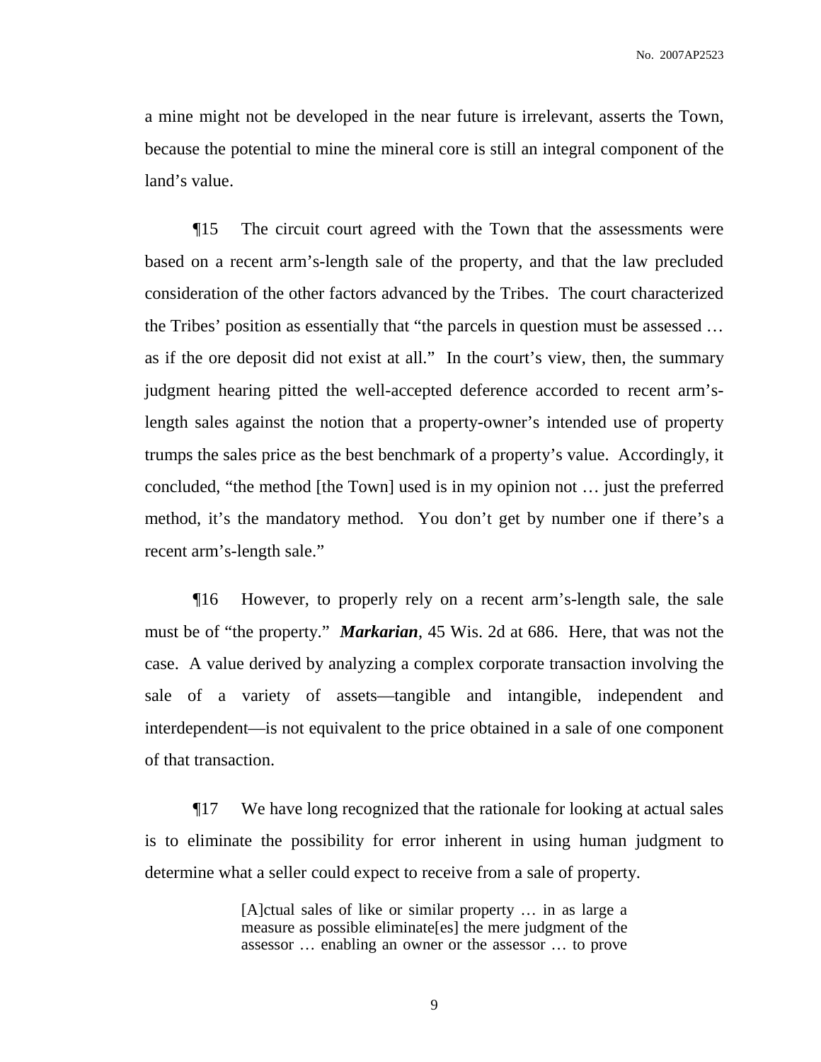a mine might not be developed in the near future is irrelevant, asserts the Town, because the potential to mine the mineral core is still an integral component of the land's value.

¶15 The circuit court agreed with the Town that the assessments were based on a recent arm's-length sale of the property, and that the law precluded consideration of the other factors advanced by the Tribes. The court characterized the Tribes' position as essentially that "the parcels in question must be assessed … as if the ore deposit did not exist at all." In the court's view, then, the summary judgment hearing pitted the well-accepted deference accorded to recent arm's-length sales against the notion that a property-owner's intended use of property trumps the sales price as the best benchmark of a property's value. Accordingly, it concluded, "the method [the Town] used is in my opinion not … just the preferred method, it's the mandatory method. You don't get by number one if there's a recent arm's-length sale."

¶16 However, to properly rely on a recent arm's-length sale, the sale must be of "the property." ***Markarian***, 45 Wis. 2d at 686. Here, that was not the case. A value derived by analyzing a complex corporate transaction involving the sale of a variety of assets—tangible and intangible, independent and interdependent—is not equivalent to the price obtained in a sale of one component of that transaction.

¶17 We have long recognized that the rationale for looking at actual sales is to eliminate the possibility for error inherent in using human judgment to determine what a seller could expect to receive from a sale of property.

> [A]ctual sales of like or similar property … in as large a measure as possible eliminate[es] the mere judgment of the assessor … enabling an owner or the assessor … to prove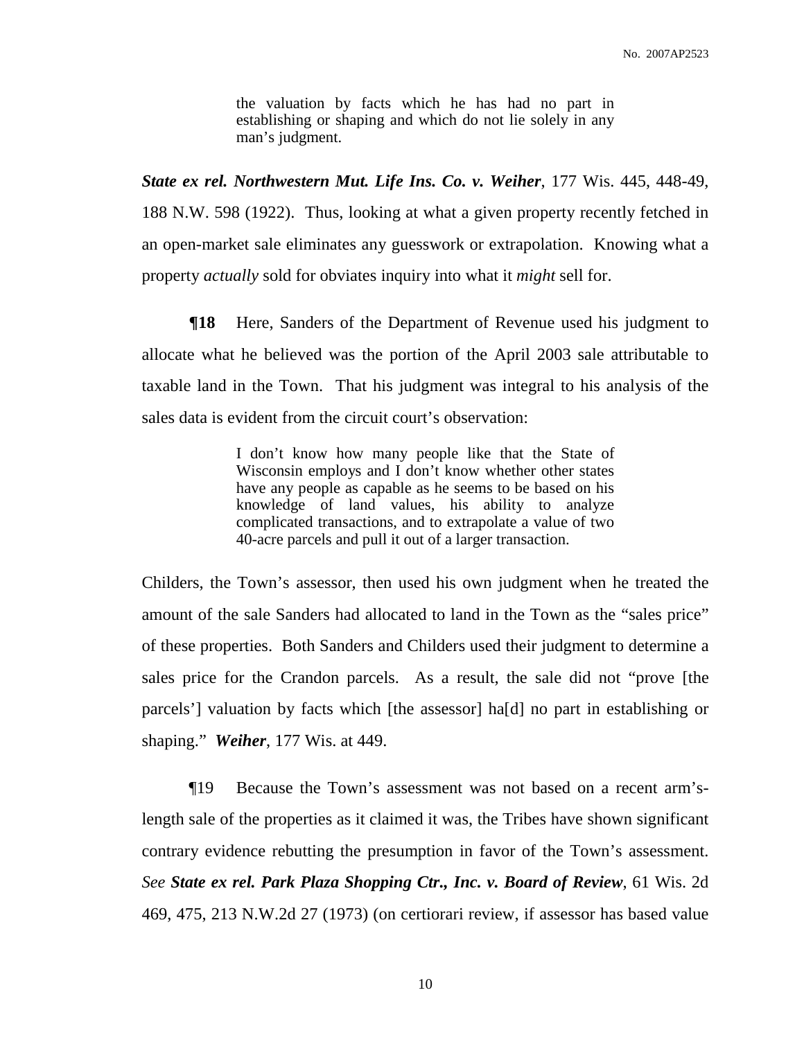> the valuation by facts which he has had no part in establishing or shaping and which do not lie solely in any man's judgment.

***State ex rel. Northwestern Mut. Life Ins. Co. v. Weiher***, 177 Wis. 445, 448-49, 188 N.W. 598 (1922). Thus, looking at what a given property recently fetched in an open-market sale eliminates any guesswork or extrapolation. Knowing what a property *actually* sold for obviates inquiry into what it *might* sell for.

**¶18** Here, Sanders of the Department of Revenue used his judgment to allocate what he believed was the portion of the April 2003 sale attributable to taxable land in the Town. That his judgment was integral to his analysis of the sales data is evident from the circuit court's observation:

> I don't know how many people like that the State of Wisconsin employs and I don't know whether other states have any people as capable as he seems to be based on his knowledge of land values, his ability to analyze complicated transactions, and to extrapolate a value of two 40-acre parcels and pull it out of a larger transaction.

Childers, the Town's assessor, then used his own judgment when he treated the amount of the sale Sanders had allocated to land in the Town as the "sales price" of these properties. Both Sanders and Childers used their judgment to determine a sales price for the Crandon parcels. As a result, the sale did not "prove [the parcels'] valuation by facts which [the assessor] ha[d] no part in establishing or shaping." ***Weiher***, 177 Wis. at 449.

¶19 Because the Town's assessment was not based on a recent arm's-length sale of the properties as it claimed it was, the Tribes have shown significant contrary evidence rebutting the presumption in favor of the Town's assessment. *See* ***State ex rel. Park Plaza Shopping Ctr., Inc. v. Board of Review***, 61 Wis. 2d 469, 475, 213 N.W.2d 27 (1973) (on certiorari review, if assessor has based value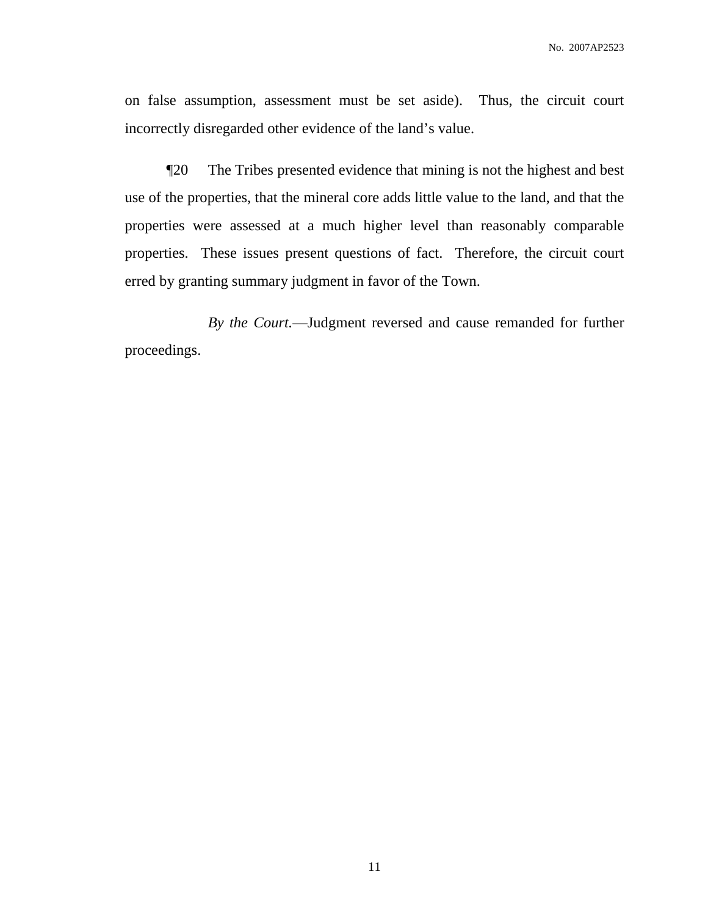on false assumption, assessment must be set aside). Thus, the circuit court incorrectly disregarded other evidence of the land's value.

¶20 The Tribes presented evidence that mining is not the highest and best use of the properties, that the mineral core adds little value to the land, and that the properties were assessed at a much higher level than reasonably comparable properties. These issues present questions of fact. Therefore, the circuit court erred by granting summary judgment in favor of the Town.

*By the Court.*—Judgment reversed and cause remanded for further proceedings.